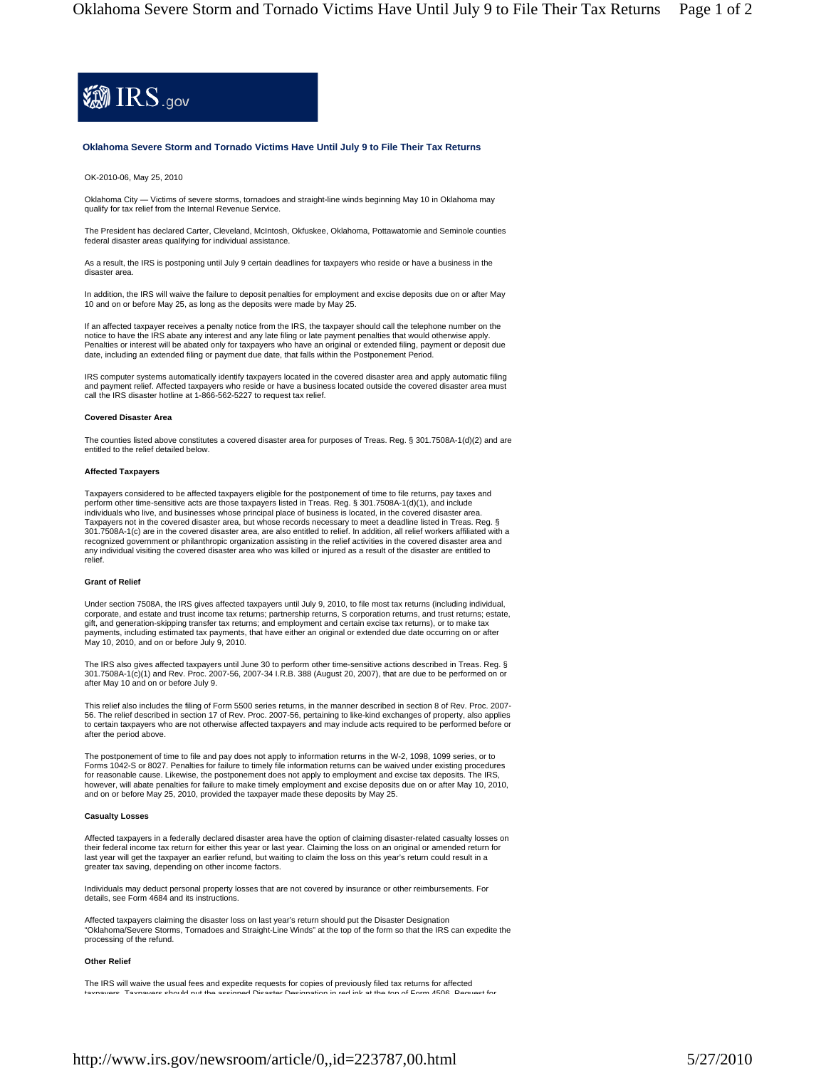# Oklahoma Severe Storm and Tornado Victims Have Until July 9 to File Their Tax Returns

OK-2010-06, May 25, 2010

Oklahoma City — Victims of severe storms, tornadoes and straight-line winds beginning May 10 in Oklahoma may qualify for tax relief from the Internal Revenue Service.

The President has declared Carter, Cleveland, McIntosh, Okfuskee, Oklahoma, Pottawatomie and Seminole counties federal disaster areas qualifying for individual assistance.

As a result, the IRS is postponing until July 9 certain deadlines for taxpayers who reside or have a business in the disaster area.

In addition, the IRS will waive the failure to deposit penalties for employment and excise deposits due on or after May 10 and on or before May 25, as long as the deposits were made by May 25.

If an affected taxpayer receives a penalty notice from the IRS, the taxpayer should call the telephone number on the notice to have the IRS abate any interest and any late filing or late payment penalties that would otherwise apply. Penalties or interest will be abated only for taxpayers who have an original or extended filing, payment or deposit due date, including an extended filing or payment due date, that falls within the Postponement Period.

IRS computer systems automatically identify taxpayers located in the covered disaster area and apply automatic filing and payment relief. Affected taxpayers who reside or have a business located outside the covered disaster area must call the IRS disaster hotline at 1-866-562-5227 to request tax relief.

#### Covered Disaster Area

The counties listed above constitutes a covered disaster area for purposes of Treas. Reg. § 301.7508A-1(d)(2) and are entitled to the relief detailed below.

#### Affected Taxpayers

Taxpayers considered to be affected taxpayers eligible for the postponement of time to file returns, pay taxes and perform other time-sensitive acts are those taxpayers listed in Treas. Reg. § 301.7508A-1(d)(1), and include individuals who live, and businesses whose principal place of business is located, in the covered disaster area. Taxpayers not in the covered disaster area, but whose records necessary to meet a deadline listed in Treas. Reg. § 301.7508A-1(c) are in the covered disaster area, are also entitled to relief. In addition, all relief workers affiliated with a recognized government or philanthropic organization assisting in the relief activities in the covered disaster area and any individual visiting the covered disaster area who was killed or injured as a result of the disaster are entitled to relief.

#### Grant of Relief

Under section 7508A, the IRS gives affected taxpayers until July 9, 2010, to file most tax returns (including individual, corporate, and estate and trust income tax returns; partnership returns, S corporation returns, and trust returns; estate, gift, and generation-skipping transfer tax returns; and employment and certain excise tax returns), or to make tax payments, including estimated tax payments, that have either an original or extended due date occurring on or after May 10, 2010, and on or before July 9, 2010.

The IRS also gives affected taxpayers until June 30 to perform other time-sensitive actions described in Treas. Reg. § 301.7508A-1(c)(1) and Rev. Proc. 2007-56, 2007-34 I.R.B. 388 (August 20, 2007), that are due to be performed on or after May 10 and on or before July 9.

This relief also includes the filing of Form 5500 series returns, in the manner described in section 8 of Rev. Proc. 2007-56. The relief described in section 17 of Rev. Proc. 2007-56, pertaining to like-kind exchanges of property, also applies to certain taxpayers who are not otherwise affected taxpayers and may include acts required to be performed before or after the period above.

The postponement of time to file and pay does not apply to information returns in the W-2, 1098, 1099 series, or to Forms 1042-S or 8027. Penalties for failure to timely file information returns can be waived under existing procedures for reasonable cause. Likewise, the postponement does not apply to employment and excise tax deposits. The IRS, however, will abate penalties for failure to make timely employment and excise deposits due on or after May 10, 2010, and on or before May 25, 2010, provided the taxpayer made these deposits by May 25.

#### Casualty Losses

Affected taxpayers in a federally declared disaster area have the option of claiming disaster-related casualty losses on their federal income tax return for either this year or last year. Claiming the loss on an original or amended return for last year will get the taxpayer an earlier refund, but waiting to claim the loss on this year's return could result in a greater tax saving, depending on other income factors.

Individuals may deduct personal property losses that are not covered by insurance or other reimbursements. For details, see Form 4684 and its instructions.

Affected taxpayers claiming the disaster loss on last year's return should put the Disaster Designation "Oklahoma/Severe Storms, Tornadoes and Straight-Line Winds" at the top of the form so that the IRS can expedite the processing of the refund.

#### Other Relief

The IRS will waive the usual fees and expedite requests for copies of previously filed tax returns for affected taxpayers. Taxpayers should put the assigned Disaster Designation in red ink at the top of Form 4506, Request for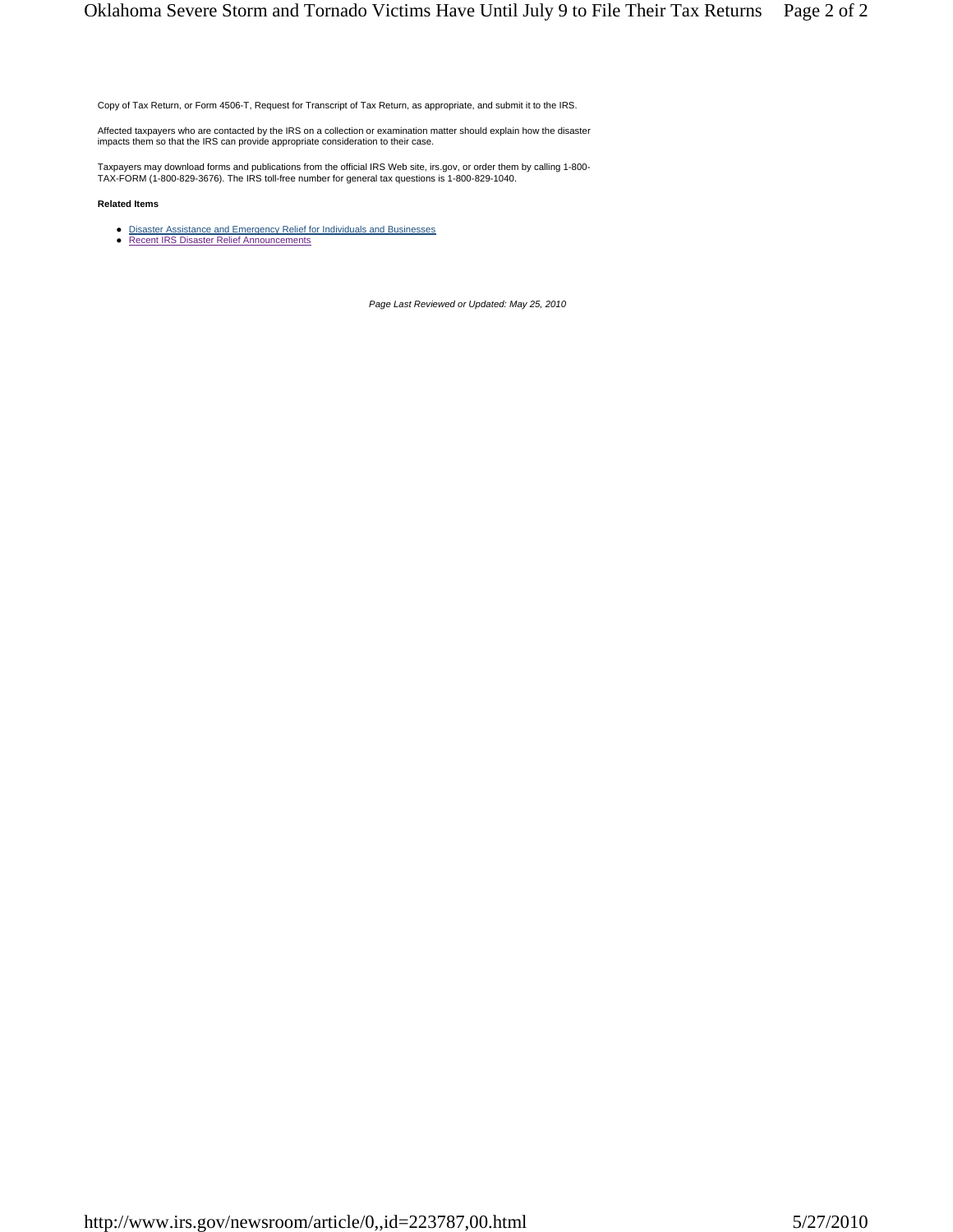Copy of Tax Return, or Form 4506-T, Request for Transcript of Tax Return, as appropriate, and submit it to the IRS.

Affected taxpayers who are contacted by the IRS on a collection or examination matter should explain how the disaster impacts them so that the IRS can provide appropriate consideration to their case.

Taxpayers may download forms and publications from the official IRS Web site, irs.gov, or order them by calling 1-800-TAX-FORM (1-800-829-3676). The IRS toll-free number for general tax questions is 1-800-829-1040.

**Related Items**

- Disaster Assistance and Emergency Relief for Individuals and Businesses
- Recent IRS Disaster Relief Announcements

*Page Last Reviewed or Updated: May 25, 2010*